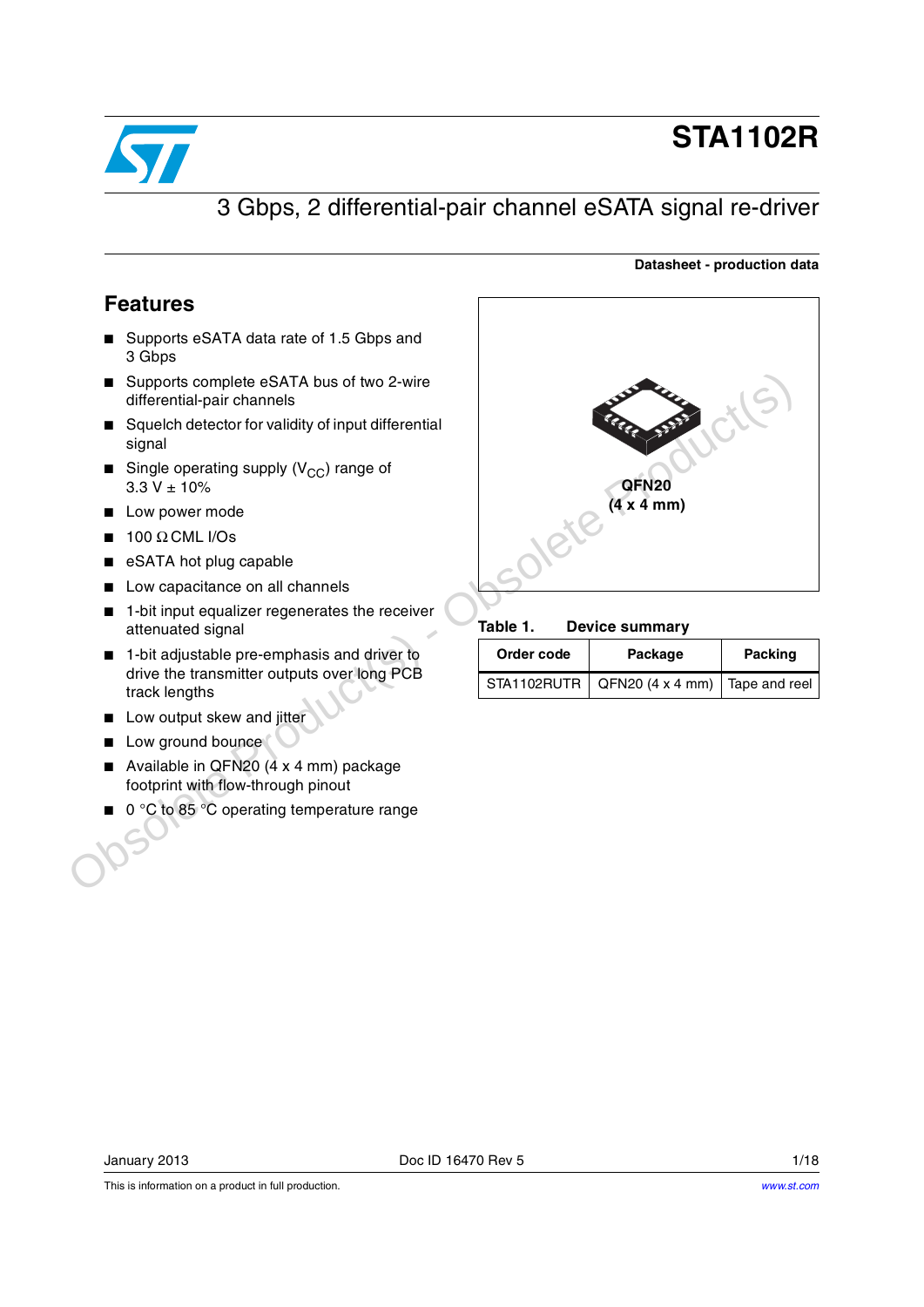# STA1102R

## 3 Gbps, 2 differential-pair channel eSATA signal re-driver

**Datasheet - production data**

## Features

- Supports eSATA data rate of 1.5 Gbps and 3 Gbps
- Supports complete eSATA bus of two 2-wire differential-pair channels
- Squelch detector for validity of input differential signal
- Single operating supply ($V_{CC}$) range of 3.3 V ± 10%
- Low power mode
- 100 Ω CML I/Os
- eSATA hot plug capable
- Low capacitance on all channels
- 1-bit input equalizer regenerates the receiver attenuated signal
- 1-bit adjustable pre-emphasis and driver to drive the transmitter outputs over long PCB track lengths
- Low output skew and jitter
- Low ground bounce
- Available in QFN20 (4 x 4 mm) package footprint with flow-through pinout
- 0 °C to 85 °C operating temperature range

QFN20 (4 x 4 mm)

**Table 1. Device summary**

| Order code | Package | Packing |
|---|---|---|
| STA1102RUTR | QFN20 (4 x 4 mm) | Tape and reel |

January 2013 Doc ID 16470 Rev 5

This is information on a product in full production.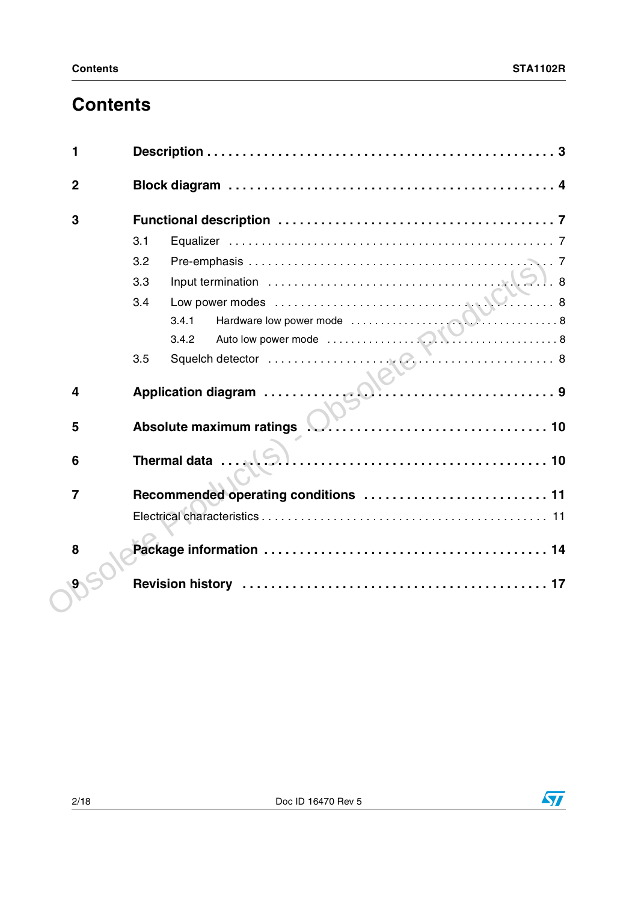# Contents

| | | |
|---|---|---|
| **1** | **Description** | **3** |
| **2** | **Block diagram** | **4** |
| **3** | **Functional description** | **7** |
| | 3.1 Equalizer | 7 |
| | 3.2 Pre-emphasis | 7 |
| | 3.3 Input termination | 8 |
| | 3.4 Low power modes | 8 |
| | 3.4.1 Hardware low power mode | 8 |
| | 3.4.2 Auto low power mode | 8 |
| | 3.5 Squelch detector | 8 |
| **4** | **Application diagram** | **9** |
| **5** | **Absolute maximum ratings** | **10** |
| **6** | **Thermal data** | **10** |
| **7** | **Recommended operating conditions** | **11** |
| | Electrical characteristics | 11 |
| **8** | **Package information** | **14** |
| **9** | **Revision history** | **17** |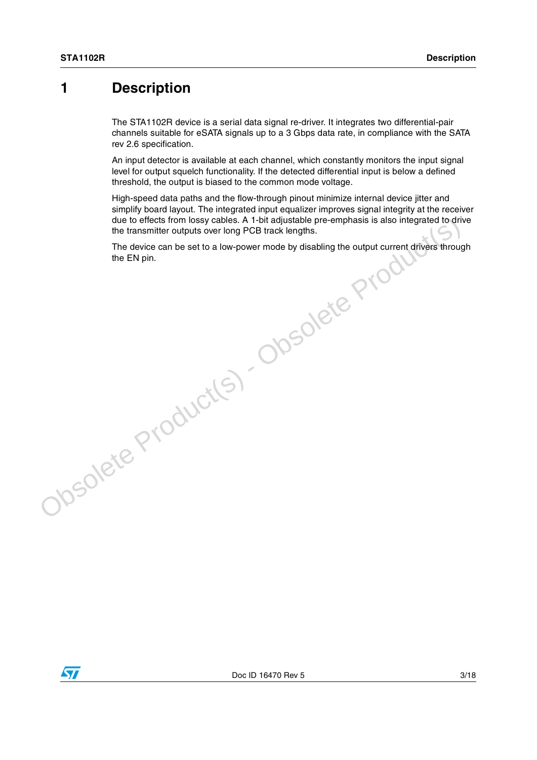# 1 Description

The STA1102R device is a serial data signal re-driver. It integrates two differential-pair channels suitable for eSATA signals up to a 3 Gbps data rate, in compliance with the SATA rev 2.6 specification.

An input detector is available at each channel, which constantly monitors the input signal level for output squelch functionality. If the detected differential input is below a defined threshold, the output is biased to the common mode voltage.

High-speed data paths and the flow-through pinout minimize internal device jitter and simplify board layout. The integrated input equalizer improves signal integrity at the receiver due to effects from lossy cables. A 1-bit adjustable pre-emphasis is also integrated to drive the transmitter outputs over long PCB track lengths.

The device can be set to a low-power mode by disabling the output current drivers through the EN pin.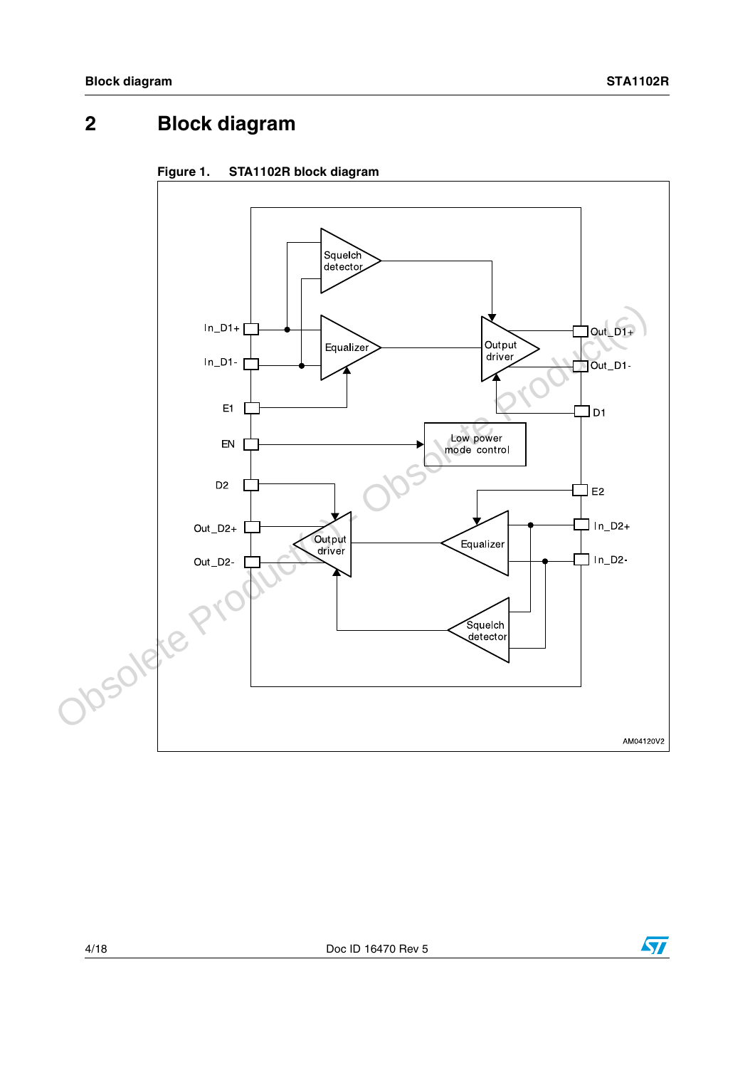## 2 Block diagram

**Figure 1. STA1102R block diagram**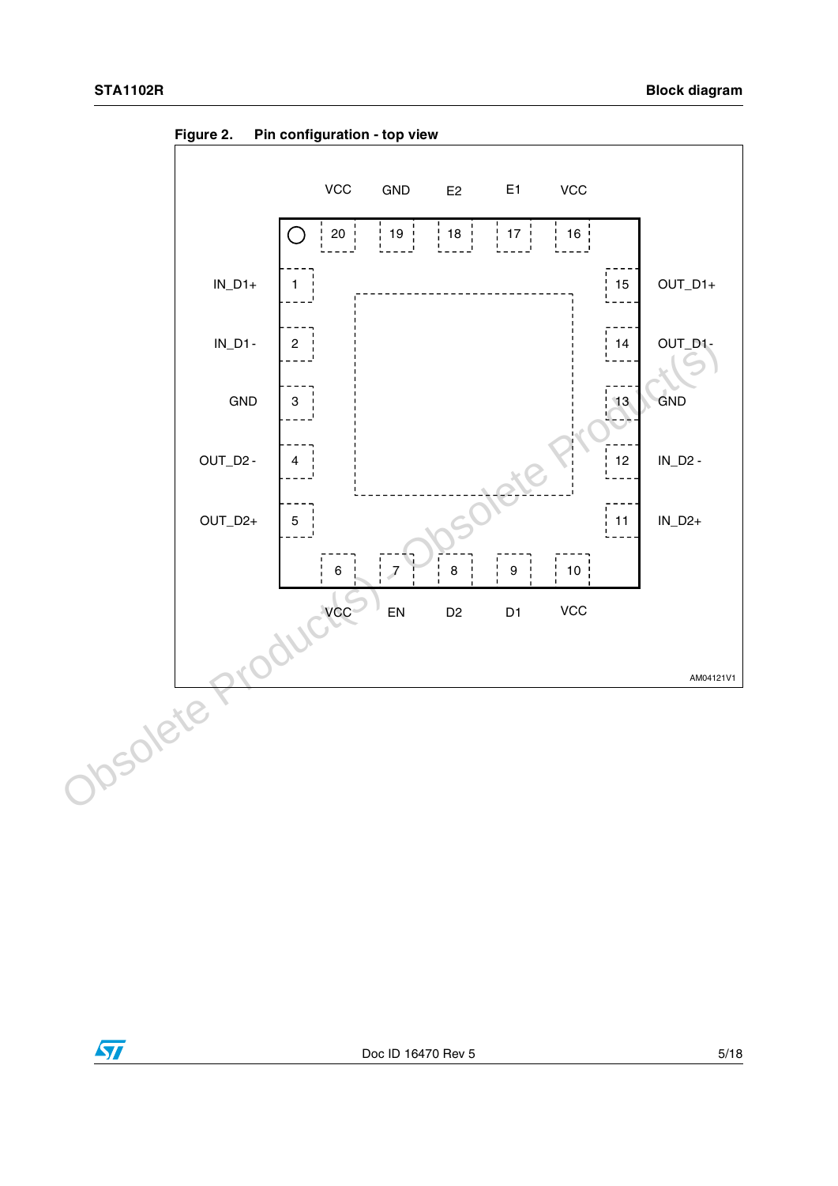**Figure 2. Pin configuration - top view**

| Pin | Name |
|---|---|
| 1 | IN_D1+ |
| 2 | IN_D1- |
| 3 | GND |
| 4 | OUT_D2- |
| 5 | OUT_D2+ |
| 6 | VCC |
| 7 | EN |
| 8 | D2 |
| 9 | D1 |
| 10 | VCC |
| 11 | IN_D2+ |
| 12 | IN_D2- |
| 13 | GND |
| 14 | OUT_D1- |
| 15 | OUT_D1+ |
| 16 | VCC |
| 17 | E1 |
| 18 | E2 |
| 19 | GND |
| 20 | VCC |

AM04121V1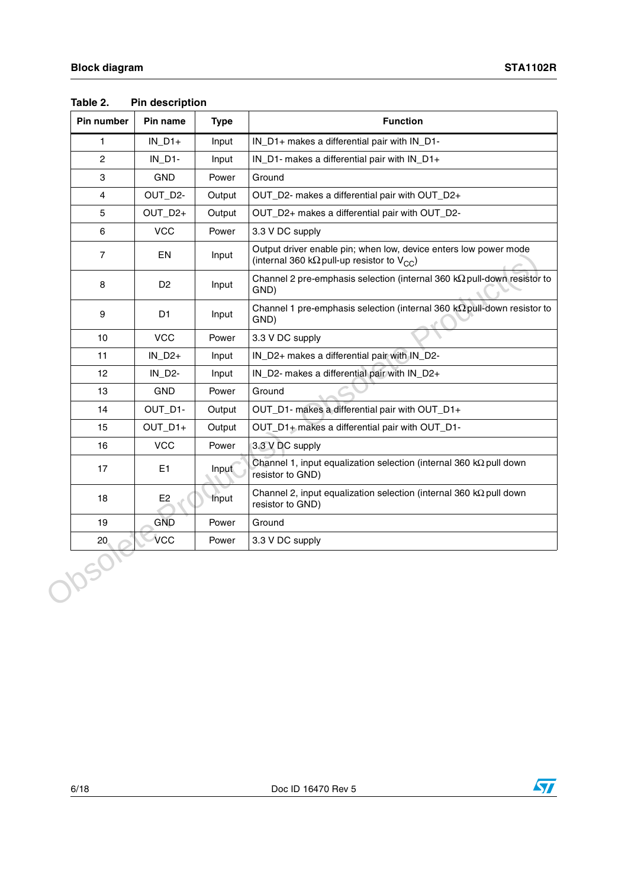Table 2. Pin description

| Pin number | Pin name | Type | Function |
|---|---|---|---|
| 1 | IN_D1+ | Input | IN_D1+ makes a differential pair with IN_D1- |
| 2 | IN_D1- | Input | IN_D1- makes a differential pair with IN_D1+ |
| 3 | GND | Power | Ground |
| 4 | OUT_D2- | Output | OUT_D2- makes a differential pair with OUT_D2+ |
| 5 | OUT_D2+ | Output | OUT_D2+ makes a differential pair with OUT_D2- |
| 6 | VCC | Power | 3.3 V DC supply |
| 7 | EN | Input | Output driver enable pin; when low, device enters low power mode (internal 360 kΩ pull-up resistor to $V_{CC}$) |
| 8 | D2 | Input | Channel 2 pre-emphasis selection (internal 360 kΩ pull-down resistor to GND) |
| 9 | D1 | Input | Channel 1 pre-emphasis selection (internal 360 kΩ pull-down resistor to GND) |
| 10 | VCC | Power | 3.3 V DC supply |
| 11 | IN_D2+ | Input | IN_D2+ makes a differential pair with IN_D2- |
| 12 | IN_D2- | Input | IN_D2- makes a differential pair with IN_D2+ |
| 13 | GND | Power | Ground |
| 14 | OUT_D1- | Output | OUT_D1- makes a differential pair with OUT_D1+ |
| 15 | OUT_D1+ | Output | OUT_D1+ makes a differential pair with OUT_D1- |
| 16 | VCC | Power | 3.3 V DC supply |
| 17 | E1 | Input | Channel 1, input equalization selection (internal 360 kΩ pull down resistor to GND) |
| 18 | E2 | Input | Channel 2, input equalization selection (internal 360 kΩ pull down resistor to GND) |
| 19 | GND | Power | Ground |
| 20 | VCC | Power | 3.3 V DC supply |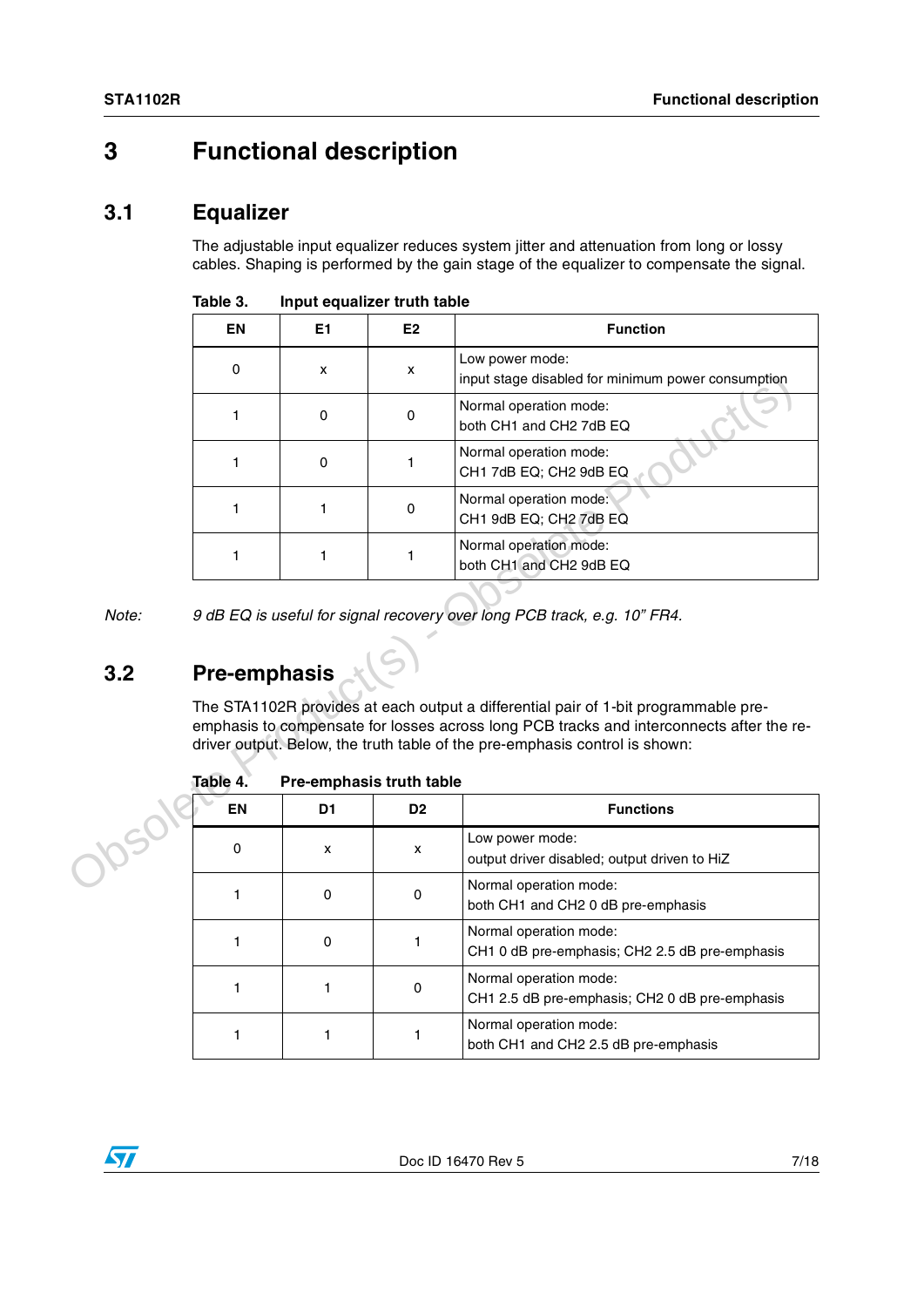# 3 Functional description

## 3.1 Equalizer

The adjustable input equalizer reduces system jitter and attenuation from long or lossy cables. Shaping is performed by the gain stage of the equalizer to compensate the signal.

**Table 3. Input equalizer truth table**

| EN | E1 | E2 | Function |
|---|---|---|---|
| 0 | x | x | Low power mode:<br>input stage disabled for minimum power consumption |
| 1 | 0 | 0 | Normal operation mode:<br>both CH1 and CH2 7dB EQ |
| 1 | 0 | 1 | Normal operation mode:<br>CH1 7dB EQ; CH2 9dB EQ |
| 1 | 1 | 0 | Normal operation mode:<br>CH1 9dB EQ; CH2 7dB EQ |
| 1 | 1 | 1 | Normal operation mode:<br>both CH1 and CH2 9dB EQ |

*Note: 9 dB EQ is useful for signal recovery over long PCB track, e.g. 10" FR4.*

## 3.2 Pre-emphasis

The STA1102R provides at each output a differential pair of 1-bit programmable pre-emphasis to compensate for losses across long PCB tracks and interconnects after the re-driver output. Below, the truth table of the pre-emphasis control is shown:

**Table 4. Pre-emphasis truth table**

| EN | D1 | D2 | Functions |
|---|---|---|---|
| 0 | x | x | Low power mode:<br>output driver disabled; output driven to HiZ |
| 1 | 0 | 0 | Normal operation mode:<br>both CH1 and CH2 0 dB pre-emphasis |
| 1 | 0 | 1 | Normal operation mode:<br>CH1 0 dB pre-emphasis; CH2 2.5 dB pre-emphasis |
| 1 | 1 | 0 | Normal operation mode:<br>CH1 2.5 dB pre-emphasis; CH2 0 dB pre-emphasis |
| 1 | 1 | 1 | Normal operation mode:<br>both CH1 and CH2 2.5 dB pre-emphasis |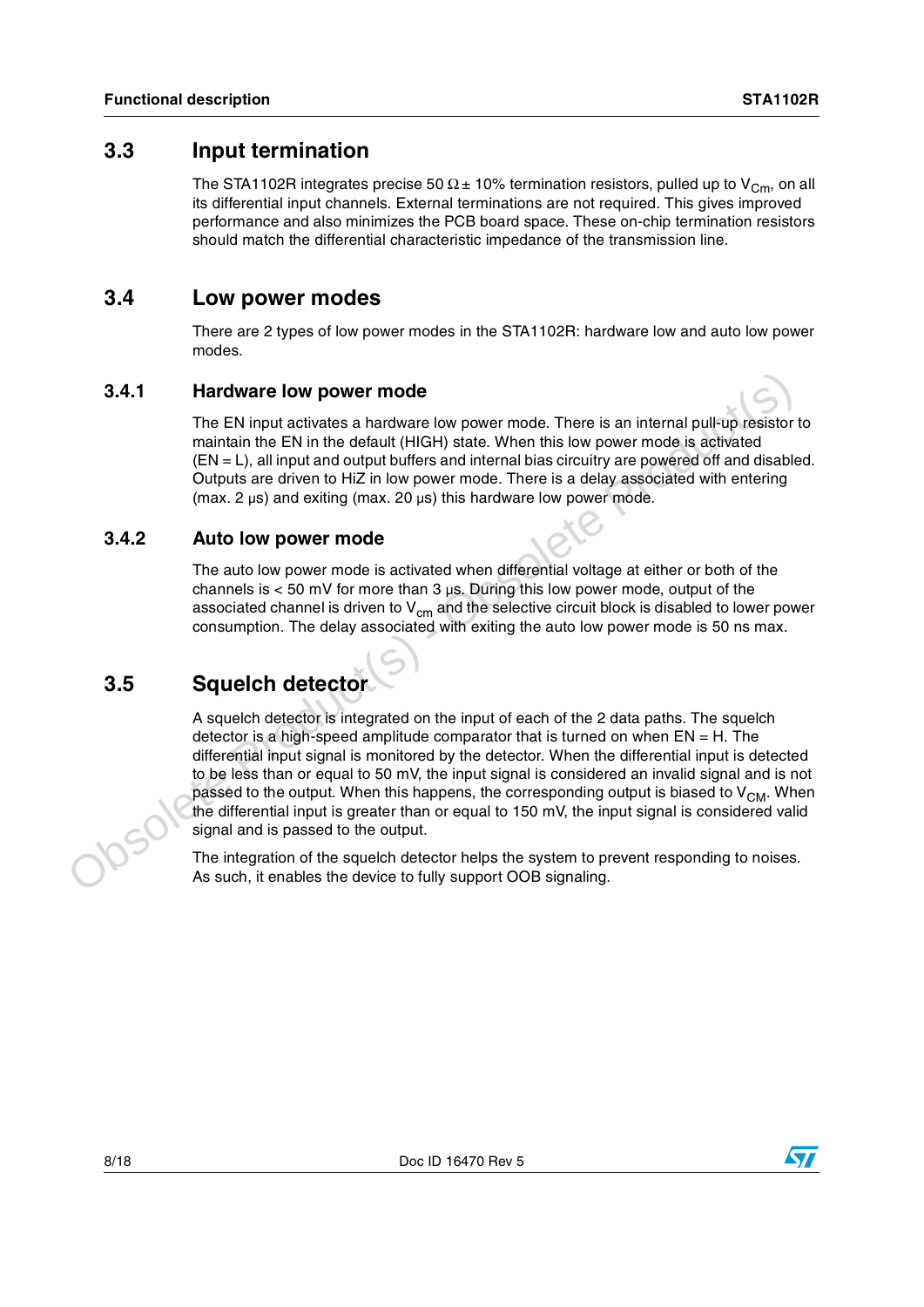## 3.3 Input termination

The STA1102R integrates precise 50 Ω ± 10% termination resistors, pulled up to $V_{Cm}$, on all its differential input channels. External terminations are not required. This gives improved performance and also minimizes the PCB board space. These on-chip termination resistors should match the differential characteristic impedance of the transmission line.

## 3.4 Low power modes

There are 2 types of low power modes in the STA1102R: hardware low and auto low power modes.

### 3.4.1 Hardware low power mode

The EN input activates a hardware low power mode. There is an internal pull-up resistor to maintain the EN in the default (HIGH) state. When this low power mode is activated (EN = L), all input and output buffers and internal bias circuitry are powered off and disabled. Outputs are driven to HiZ in low power mode. There is a delay associated with entering (max. 2 µs) and exiting (max. 20 µs) this hardware low power mode.

### 3.4.2 Auto low power mode

The auto low power mode is activated when differential voltage at either or both of the channels is < 50 mV for more than 3 µs. During this low power mode, output of the associated channel is driven to $V_{cm}$ and the selective circuit block is disabled to lower power consumption. The delay associated with exiting the auto low power mode is 50 ns max.

## 3.5 Squelch detector

A squelch detector is integrated on the input of each of the 2 data paths. The squelch detector is a high-speed amplitude comparator that is turned on when EN = H. The differential input signal is monitored by the detector. When the differential input is detected to be less than or equal to 50 mV, the input signal is considered an invalid signal and is not passed to the output. When this happens, the corresponding output is biased to $V_{CM}$. When the differential input is greater than or equal to 150 mV, the input signal is considered valid signal and is passed to the output.

The integration of the squelch detector helps the system to prevent responding to noises. As such, it enables the device to fully support OOB signaling.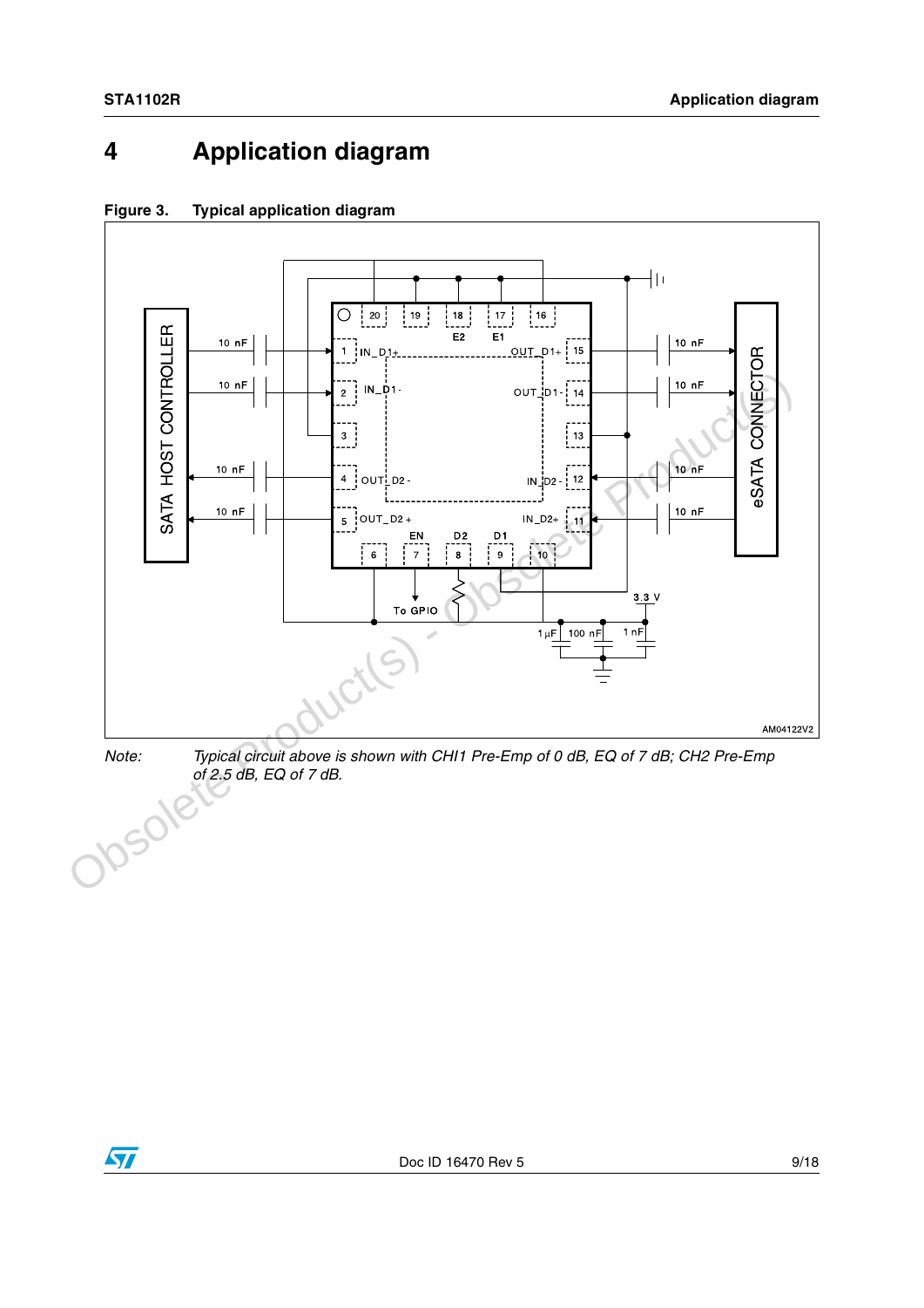# 4 Application diagram

**Figure 3. Typical application diagram**

*Note: Typical circuit above is shown with CHI1 Pre-Emp of 0 dB, EQ of 7 dB; CH2 Pre-Emp of 2.5 dB, EQ of 7 dB.*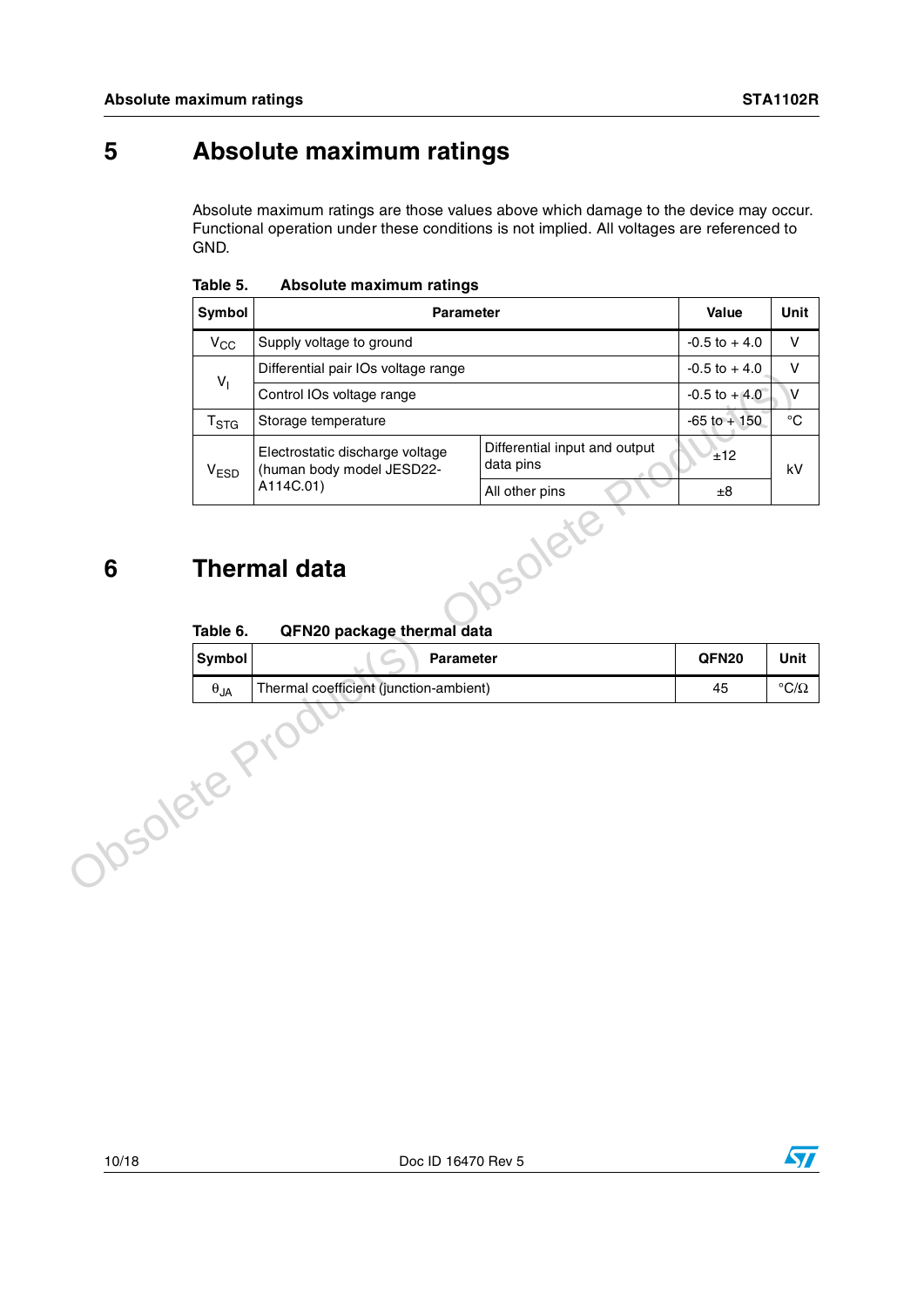# 5 Absolute maximum ratings

Absolute maximum ratings are those values above which damage to the device may occur. Functional operation under these conditions is not implied. All voltages are referenced to GND.

**Table 5. Absolute maximum ratings**

| Symbol | Parameter | | Value | Unit |
|---|---|---|---|---|
| $V_{CC}$ | Supply voltage to ground | | -0.5 to + 4.0 | V |
| $V_I$ | Differential pair IOs voltage range | | -0.5 to + 4.0 | V |
| | Control IOs voltage range | | -0.5 to + 4.0 | V |
| $T_{STG}$ | Storage temperature | | -65 to + 150 | °C |
| $V_{ESD}$ | Electrostatic discharge voltage (human body model JESD22-A114C.01) | Differential input and output data pins | ±12 | kV |
| | | All other pins | ±8 | |

# 6 Thermal data

**Table 6. QFN20 package thermal data**

| Symbol | Parameter | QFN20 | Unit |
|---|---|---|---|
| $\theta_{JA}$ | Thermal coefficient (junction-ambient) | 45 | °C/Ω |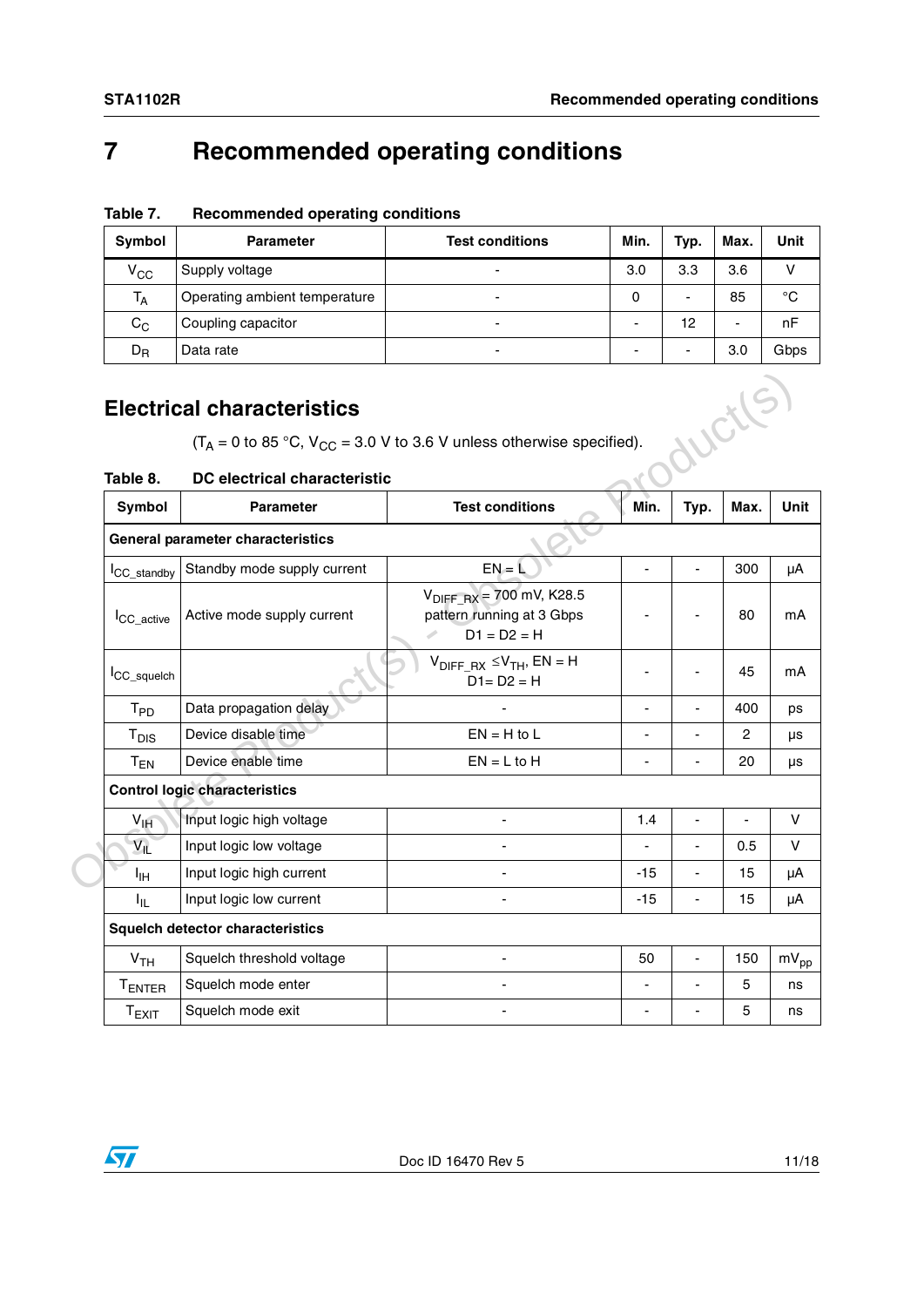# 7 Recommended operating conditions

**Table 7. Recommended operating conditions**

| Symbol | Parameter | Test conditions | Min. | Typ. | Max. | Unit |
|---|---|---|---|---|---|---|
| $V_{CC}$ | Supply voltage | - | 3.0 | 3.3 | 3.6 | V |
| $T_A$ | Operating ambient temperature | - | 0 | - | 85 | °C |
| $C_C$ | Coupling capacitor | - | - | 12 | - | nF |
| $D_R$ | Data rate | - | - | - | 3.0 | Gbps |

## Electrical characteristics

($T_A$ = 0 to 85 °C, $V_{CC}$ = 3.0 V to 3.6 V unless otherwise specified).

**Table 8. DC electrical characteristic**

| Symbol | Parameter | Test conditions | Min. | Typ. | Max. | Unit |
|---|---|---|---|---|---|---|
| **General parameter characteristics** | | | | | | |
| $I_{CC\_standby}$ | Standby mode supply current | EN = L | - | - | 300 | µA |
| $I_{CC\_active}$ | Active mode supply current | $V_{DIFF\_RX}$ = 700 mV, K28.5 pattern running at 3 Gbps D1 = D2 = H | - | - | 80 | mA |
| $I_{CC\_squelch}$ | | $V_{DIFF\_RX} \leq V_{TH}$, EN = H D1= D2 = H | - | - | 45 | mA |
| $T_{PD}$ | Data propagation delay | - | - | - | 400 | ps |
| $T_{DIS}$ | Device disable time | EN = H to L | - | - | 2 | µs |
| $T_{EN}$ | Device enable time | EN = L to H | - | - | 20 | µs |
| **Control logic characteristics** | | | | | | |
| $V_{IH}$ | Input logic high voltage | - | 1.4 | - | - | V |
| $V_{IL}$ | Input logic low voltage | - | - | - | 0.5 | V |
| $I_{IH}$ | Input logic high current | - | -15 | - | 15 | µA |
| $I_{IL}$ | Input logic low current | - | -15 | - | 15 | µA |
| **Squelch detector characteristics** | | | | | | |
| $V_{TH}$ | Squelch threshold voltage | - | 50 | - | 150 | $mV_{pp}$ |
| $T_{ENTER}$ | Squelch mode enter | - | - | - | 5 | ns |
| $T_{EXIT}$ | Squelch mode exit | - | - | - | 5 | ns |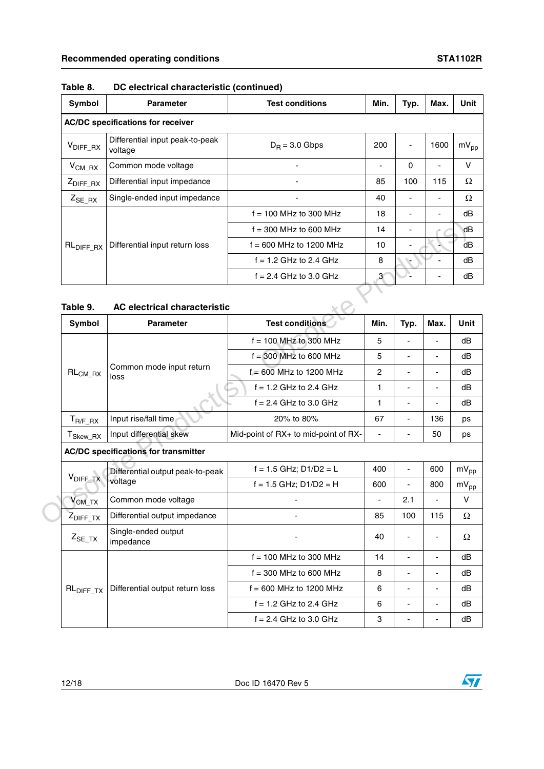**Table 8. DC electrical characteristic (continued)**

| Symbol | Parameter | Test conditions | Min. | Typ. | Max. | Unit |
|---|---|---|---|---|---|---|
| **AC/DC specifications for receiver** | | | | | | |
| $V_{DIFF\_RX}$ | Differential input peak-to-peak voltage | $D_R$ = 3.0 Gbps | 200 | - | 1600 | $mV_{pp}$ |
| $V_{CM\_RX}$ | Common mode voltage | - | - | 0 | - | V |
| $Z_{DIFF\_RX}$ | Differential input impedance | - | 85 | 100 | 115 | Ω |
| $Z_{SE\_RX}$ | Single-ended input impedance | - | 40 | - | - | Ω |
| $RL_{DIFF\_RX}$ | Differential input return loss | f = 100 MHz to 300 MHz | 18 | - | - | dB |
| | | f = 300 MHz to 600 MHz | 14 | - | - | dB |
| | | f = 600 MHz to 1200 MHz | 10 | - | - | dB |
| | | f = 1.2 GHz to 2.4 GHz | 8 | - | - | dB |
| | | f = 2.4 GHz to 3.0 GHz | 3 | - | - | dB |

**Table 9. AC electrical characteristic**

| Symbol | Parameter | Test conditions | Min. | Typ. | Max. | Unit |
|---|---|---|---|---|---|---|
| $RL_{CM\_RX}$ | Common mode input return loss | f = 100 MHz to 300 MHz | 5 | - | - | dB |
| | | f = 300 MHz to 600 MHz | 5 | - | - | dB |
| | | f = 600 MHz to 1200 MHz | 2 | - | - | dB |
| | | f = 1.2 GHz to 2.4 GHz | 1 | - | - | dB |
| | | f = 2.4 GHz to 3.0 GHz | 1 | - | - | dB |
| $T_{R/F\_RX}$ | Input rise/fall time | 20% to 80% | 67 | - | 136 | ps |
| $T_{Skew\_RX}$ | Input differential skew | Mid-point of RX+ to mid-point of RX- | - | - | 50 | ps |
| **AC/DC specifications for transmitter** | | | | | | |
| $V_{DIFF\_TX}$ | Differential output peak-to-peak voltage | f = 1.5 GHz; D1/D2 = L | 400 | - | 600 | $mV_{pp}$ |
| | | f = 1.5 GHz; D1/D2 = H | 600 | - | 800 | $mV_{pp}$ |
| $V_{CM\_TX}$ | Common mode voltage | - | - | 2.1 | - | V |
| $Z_{DIFF\_TX}$ | Differential output impedance | - | 85 | 100 | 115 | Ω |
| $Z_{SE\_TX}$ | Single-ended output impedance | - | 40 | - | - | Ω |
| $RL_{DIFF\_TX}$ | Differential output return loss | f = 100 MHz to 300 MHz | 14 | - | - | dB |
| | | f = 300 MHz to 600 MHz | 8 | - | - | dB |
| | | f = 600 MHz to 1200 MHz | 6 | - | - | dB |
| | | f = 1.2 GHz to 2.4 GHz | 6 | - | - | dB |
| | | f = 2.4 GHz to 3.0 GHz | 3 | - | - | dB |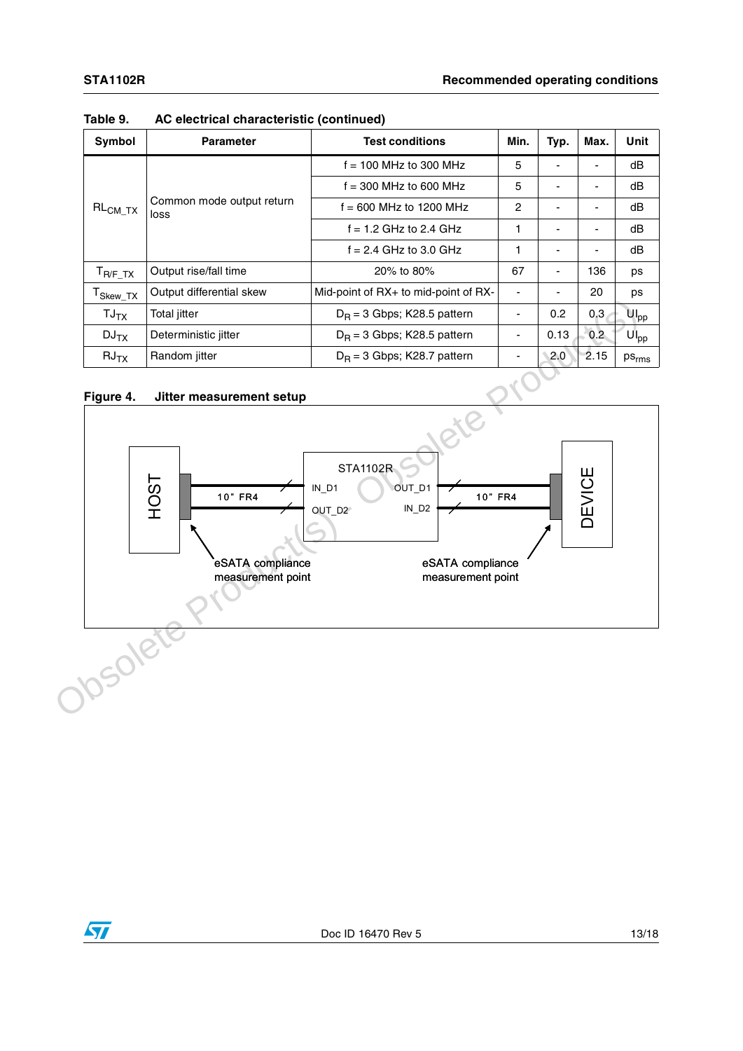Table 9. AC electrical characteristic (continued)

| Symbol | Parameter | Test conditions | Min. | Typ. | Max. | Unit |
|---|---|---|---|---|---|---|
| $RL_{CM\_TX}$ | Common mode output return loss | f = 100 MHz to 300 MHz | 5 | - | - | dB |
| | | f = 300 MHz to 600 MHz | 5 | - | - | dB |
| | | f = 600 MHz to 1200 MHz | 2 | - | - | dB |
| | | f = 1.2 GHz to 2.4 GHz | 1 | - | - | dB |
| | | f = 2.4 GHz to 3.0 GHz | 1 | - | - | dB |
| $T_{R/F\_TX}$ | Output rise/fall time | 20% to 80% | 67 | - | 136 | ps |
| $T_{Skew\_TX}$ | Output differential skew | Mid-point of RX+ to mid-point of RX- | - | - | 20 | ps |
| $TJ_{TX}$ | Total jitter | $D_R$ = 3 Gbps; K28.5 pattern | - | 0.2 | 0.3 | $UI_{pp}$ |
| $DJ_{TX}$ | Deterministic jitter | $D_R$ = 3 Gbps; K28.5 pattern | - | 0.13 | 0.2 | $UI_{pp}$ |
| $RJ_{TX}$ | Random jitter | $D_R$ = 3 Gbps; K28.7 pattern | - | 2.0 | 2.15 | $ps_{rms}$ |

**Figure 4. Jitter measurement setup**

HOST — 10" FR4 — IN_D1 / OUT_D2 — STA1102R — OUT_D1 / IN_D2 — 10" FR4 — DEVICE

eSATA compliance measurement point    eSATA compliance measurement point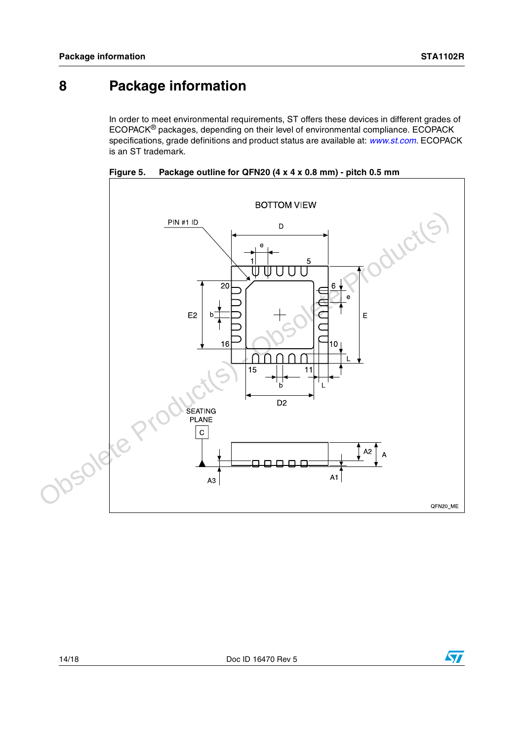# 8 Package information

In order to meet environmental requirements, ST offers these devices in different grades of ECOPACK® packages, depending on their level of environmental compliance. ECOPACK specifications, grade definitions and product status are available at: www.st.com. ECOPACK is an ST trademark.

**Figure 5. Package outline for QFN20 (4 x 4 x 0.8 mm) - pitch 0.5 mm**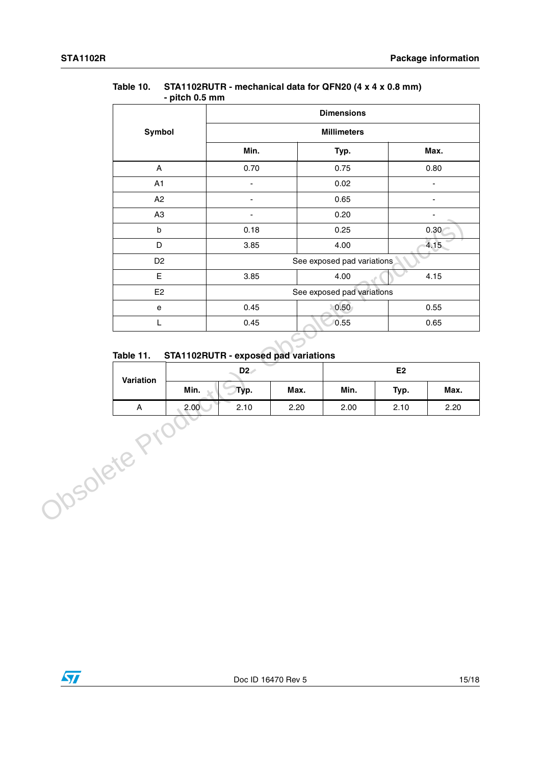Table 10. STA1102RUTR - mechanical data for QFN20 (4 x 4 x 0.8 mm) - pitch 0.5 mm

| Symbol | Dimensions | | |
|---|---|---|---|
| | Millimeters | | |
| | Min. | Typ. | Max. |
| A | 0.70 | 0.75 | 0.80 |
| A1 | - | 0.02 | - |
| A2 | - | 0.65 | - |
| A3 | - | 0.20 | - |
| b | 0.18 | 0.25 | 0.30 |
| D | 3.85 | 4.00 | 4.15 |
| D2 | See exposed pad variations | | |
| E | 3.85 | 4.00 | 4.15 |
| E2 | See exposed pad variations | | |
| e | 0.45 | 0.50 | 0.55 |
| L | 0.45 | 0.55 | 0.65 |

Table 11. STA1102RUTR - exposed pad variations

| Variation | D2 | | | E2 | | |
|---|---|---|---|---|---|---|
| | Min. | Typ. | Max. | Min. | Typ. | Max. |
| A | 2.00 | 2.10 | 2.20 | 2.00 | 2.10 | 2.20 |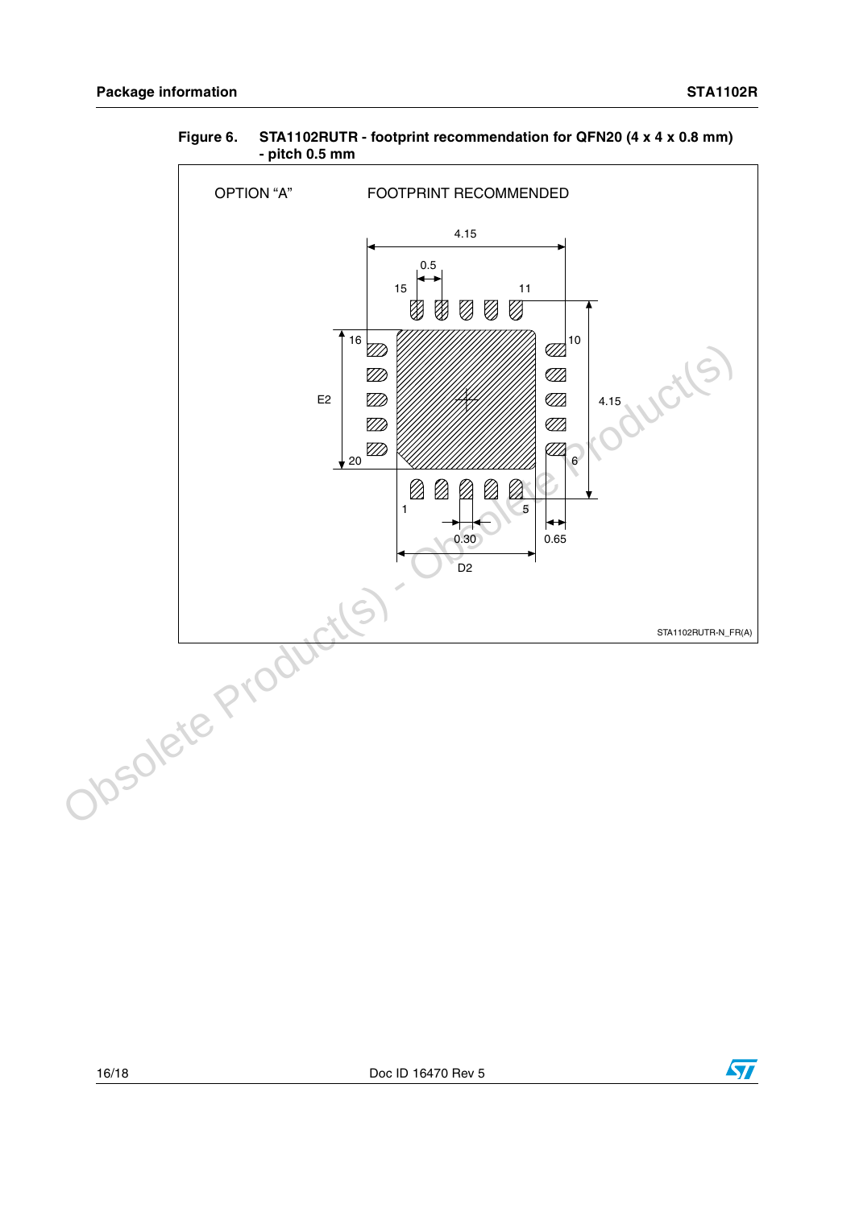Figure 6. STA1102RUTR - footprint recommendation for QFN20 (4 x 4 x 0.8 mm) - pitch 0.5 mm

OPTION "A" FOOTPRINT RECOMMENDED

4.15

0.5

15 11

16 10

E2

4.15

20 6

1 5

0.30 0.65

D2

STA1102RUTR-N_FR(A)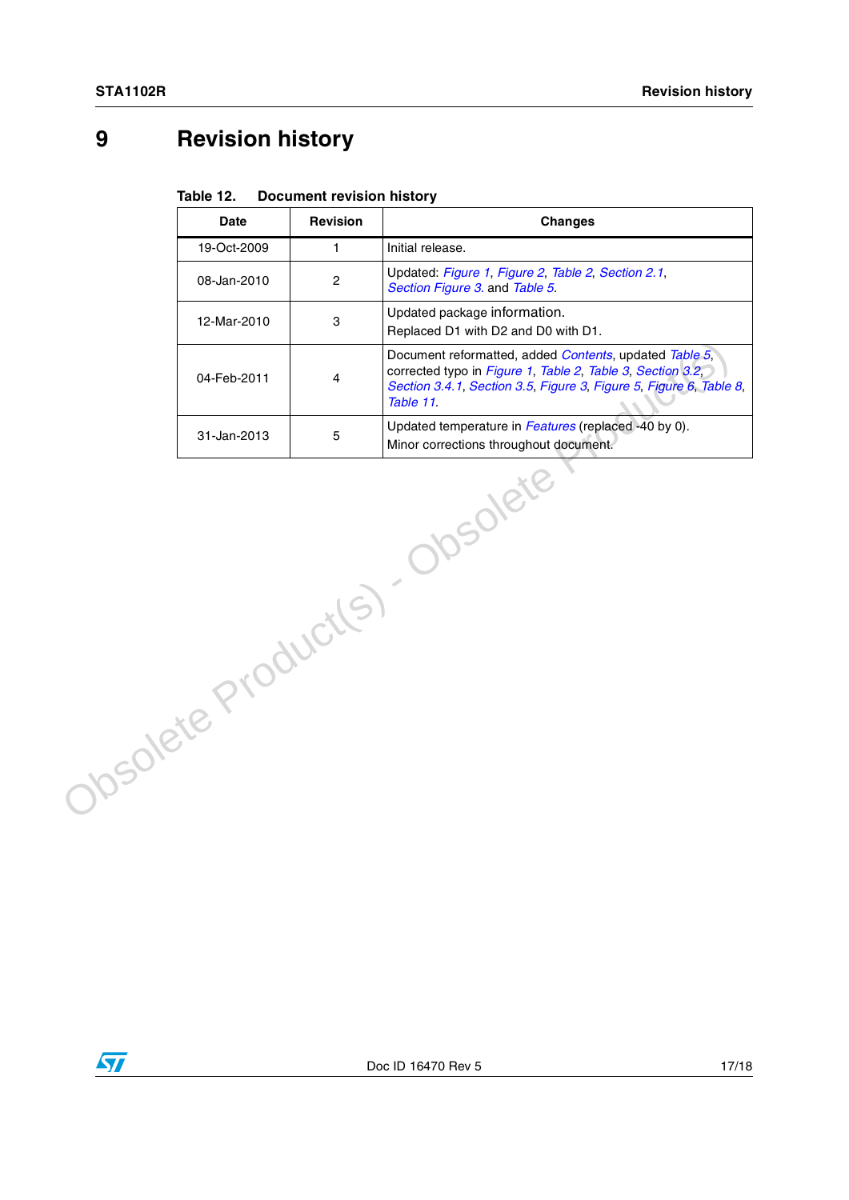# 9 Revision history

Table 12. Document revision history

| Date | Revision | Changes |
|---|---|---|
| 19-Oct-2009 | 1 | Initial release. |
| 08-Jan-2010 | 2 | Updated: *Figure 1*, *Figure 2*, *Table 2*, *Section 2.1*, *Section Figure 3.* and *Table 5*. |
| 12-Mar-2010 | 3 | Updated package information.<br>Replaced D1 with D2 and D0 with D1. |
| 04-Feb-2011 | 4 | Document reformatted, added *Contents*, updated *Table 5*, corrected typo in *Figure 1*, *Table 2*, *Table 3*, *Section 3.2*, *Section 3.4.1*, *Section 3.5*, *Figure 3*, *Figure 5*, *Figure 6*, *Table 8*, *Table 11*. |
| 31-Jan-2013 | 5 | Updated temperature in *Features* (replaced -40 by 0).<br>Minor corrections throughout document. |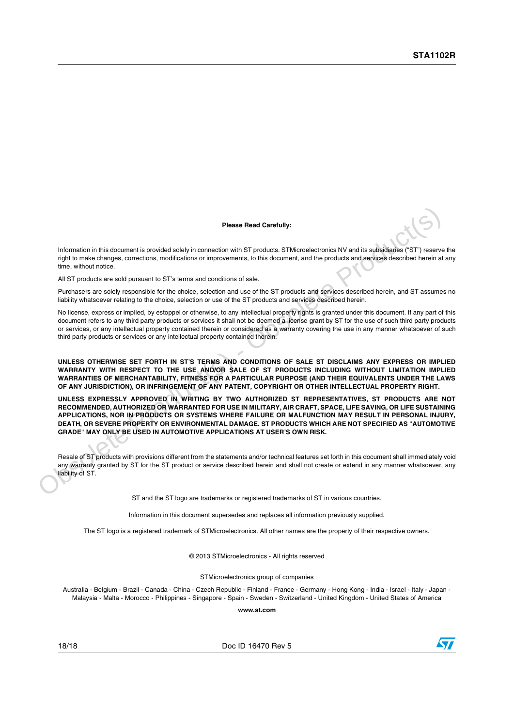**Please Read Carefully:**

Information in this document is provided solely in connection with ST products. STMicroelectronics NV and its subsidiaries ("ST") reserve the right to make changes, corrections, modifications or improvements, to this document, and the products and services described herein at any time, without notice.

All ST products are sold pursuant to ST's terms and conditions of sale.

Purchasers are solely responsible for the choice, selection and use of the ST products and services described herein, and ST assumes no liability whatsoever relating to the choice, selection or use of the ST products and services described herein.

No license, express or implied, by estoppel or otherwise, to any intellectual property rights is granted under this document. If any part of this document refers to any third party products or services it shall not be deemed a license grant by ST for the use of such third party products or services, or any intellectual property contained therein or considered as a warranty covering the use in any manner whatsoever of such third party products or services or any intellectual property contained therein.

**UNLESS OTHERWISE SET FORTH IN ST'S TERMS AND CONDITIONS OF SALE ST DISCLAIMS ANY EXPRESS OR IMPLIED WARRANTY WITH RESPECT TO THE USE AND/OR SALE OF ST PRODUCTS INCLUDING WITHOUT LIMITATION IMPLIED WARRANTIES OF MERCHANTABILITY, FITNESS FOR A PARTICULAR PURPOSE (AND THEIR EQUIVALENTS UNDER THE LAWS OF ANY JURISDICTION), OR INFRINGEMENT OF ANY PATENT, COPYRIGHT OR OTHER INTELLECTUAL PROPERTY RIGHT.**

**UNLESS EXPRESSLY APPROVED IN WRITING BY TWO AUTHORIZED ST REPRESENTATIVES, ST PRODUCTS ARE NOT RECOMMENDED, AUTHORIZED OR WARRANTED FOR USE IN MILITARY, AIR CRAFT, SPACE, LIFE SAVING, OR LIFE SUSTAINING APPLICATIONS, NOR IN PRODUCTS OR SYSTEMS WHERE FAILURE OR MALFUNCTION MAY RESULT IN PERSONAL INJURY, DEATH, OR SEVERE PROPERTY OR ENVIRONMENTAL DAMAGE. ST PRODUCTS WHICH ARE NOT SPECIFIED AS "AUTOMOTIVE GRADE" MAY ONLY BE USED IN AUTOMOTIVE APPLICATIONS AT USER'S OWN RISK.**

Resale of ST products with provisions different from the statements and/or technical features set forth in this document shall immediately void any warranty granted by ST for the ST product or service described herein and shall not create or extend in any manner whatsoever, any liability of ST.

ST and the ST logo are trademarks or registered trademarks of ST in various countries.

Information in this document supersedes and replaces all information previously supplied.

The ST logo is a registered trademark of STMicroelectronics. All other names are the property of their respective owners.

© 2013 STMicroelectronics - All rights reserved

STMicroelectronics group of companies

Australia - Belgium - Brazil - Canada - China - Czech Republic - Finland - France - Germany - Hong Kong - India - Israel - Italy - Japan - Malaysia - Malta - Morocco - Philippines - Singapore - Spain - Sweden - Switzerland - United Kingdom - United States of America

**www.st.com**